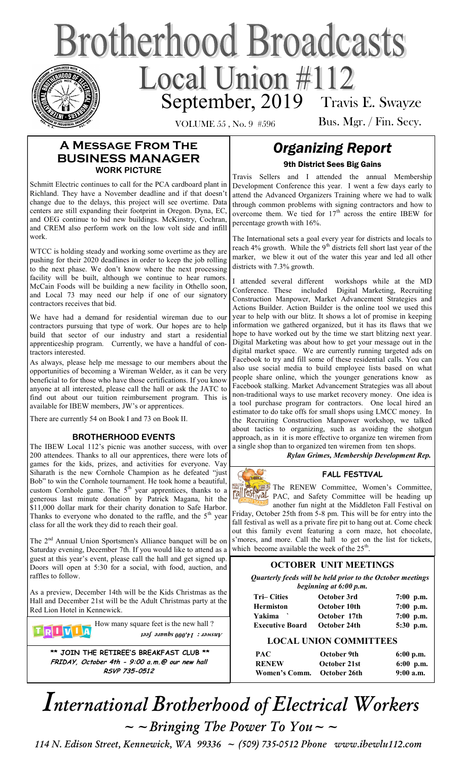# Brotherhood Broadcasts

## Local Union #112

September, 2019 Travis E. Swayze

VOLUME 55 , No. 9 #596 Bus. Mgr. / Fin. Secy.

## A Message From The BUSINESS MANAGER

### WORK PICTURE

Schmitt Electric continues to call for the PCA cardboard plant in Richland. They have a November deadline and if that doesn't change due to the delays, this project will see overtime. Data centers are still expanding their footprint in Oregon. Dyna, EC, and OEG continue to bid new buildings. McKinstry, Cochran, and CREM also perform work on the low volt side and infill work.

WTCC is holding steady and working some overtime as they are pushing for their 2020 deadlines in order to keep the job rolling to the next phase. We don't know where the next processing facility will be built, although we continue to hear rumors. McCain Foods will be building a new facility in Othello soon, and Local 73 may need our help if one of our signatory contractors receives that bid.

We have had a demand for residential wireman due to our contractors pursuing that type of work. Our hopes are to help build that sector of our industry and start a residential apprenticeship program. Currently, we have a handful of contractors interested.

As always, please help me message to our members about the opportunities of becoming a Wireman Welder, as it can be very beneficial to for those who have those certifications. If you know anyone at all interested, please call the hall or ask the JATC to find out about our tuition reimbursement program. This is available for IBEW members, JW's or apprentices.

There are currently 54 on Book I and 73 on Book II.

### BROTHERHOOD EVENTS

The IBEW Local 112's picnic was another success, with over 200 attendees. Thanks to all our apprentices, there were lots of games for the kids, prizes, and activities for everyone. Vay Siharath is the new Cornhole Champion as he defeated "just Bob" to win the Cornhole tournament. He took home a beautiful, custom Cornhole game. The 5th year apprentices, thanks to a generous last minute donation by Patrick Magana, hit the $11,000 dollar mark for their charity donation to Safe Harbor. Thanks to everyone who donated to the raffle, and the 5th year class for all the work they did to reach their goal.

The 2nd Annual Union Sportsmen's Alliance banquet will be on Saturday evening, December 7th. If you would like to attend as a guest at this year's event, please call the hall and get signed up. Doors will open at 5:30 for a social, with food, auction, and raffles to follow.

As a preview, December 14th will be the Kids Christmas as the Hall and December 21st will be the Adult Christmas party at the Red Lion Hotel in Kennewick.

TRIVIA How many square feet is the new hall ?

Answer : 14,000 square feet

**\*\* JOIN THE RETIREE'S BREAKFAST CLUB \*\***
**FRIDAY, October 4th - 9:00 a.m.@ our new hall**
**RSVP 735-0512**

## *Organizing Report*

### 9th District Sees Big Gains

Travis Sellers and I attended the annual Membership Development Conference this year. I went a few days early to attend the Advanced Organizers Training where we had to walk through common problems with signing contractors and how to overcome them. We tied for 17th across the entire IBEW for percentage growth with 16%.

The International sets a goal every year for districts and locals to reach 4% growth. While the 9th districts fell short last year of the marker, we blew it out of the water this year and led all other districts with 7.3% growth.

I attended several different workshops while at the MD Conference. These included Digital Marketing, Recruiting Construction Manpower, Market Advancement Strategies and Actions Builder. Action Builder is the online tool we used this year to help with our blitz. It shows a lot of promise in keeping information we gathered organized, but it has its flaws that we hope to have worked out by the time we start blitzing next year. Digital Marketing was about how to get your message out in the digital market space. We are currently running targeted ads on Facebook to try and fill some of these residential calls. You can also use social media to build employee lists based on what people share online, which the younger generations know as Facebook stalking. Market Advancement Strategies was all about non-traditional ways to use market recovery money. One idea is a tool purchase program for contractors. One local hired an estimator to do take offs for small shops using LMCC money. In the Recruiting Construction Manpower workshop, we talked about tactics to organizing, such as avoiding the shotgun approach, as in it is more effective to organize ten wiremen from a single shop than to organized ten wiremen from ten shops.

*Rylan Grimes, Membership Development Rep.*

### FALL FESTIVAL

The RENEW Committee, Women's Committee, PAC, and Safety Committee will be heading up another fun night at the Middleton Fall Festival on Friday, October 25th from 5-8 pm. This will be for entry into the fall festival as well as a private fire pit to hang out at. Come check out this family event featuring a corn maze, hot chocolate, s'mores, and more. Call the hall to get on the list for tickets, which become available the week of the 25th.

### OCTOBER UNIT MEETINGS

*Quarterly feeds will be held prior to the October meetings beginning at 6:00 p.m.*

| | | |
|---|---|---|
| Tri– Cities | October 3rd | 7:00 p.m. |
| Hermiston | October 10th | 7:00 p.m. |
| Yakima | October 17th | 7:00 p.m. |
| Executive Board | October 24th | 5:30 p.m. |

### LOCAL UNION COMMITTEES

| | | |
|---|---|---|
| PAC | October 9th | 6:00 p.m. |
| RENEW | October 21st | 6:00 p.m. |
| Women's Comm. | October 26th | 9:00 a.m. |

# *International Brotherhood of Electrical Workers*

*~ ~ Bringing The Power To You ~ ~*

*114 N. Edison Street, Kennewick, WA 99336 ~ (509) 735-0512 Phone www.ibewlu112.com*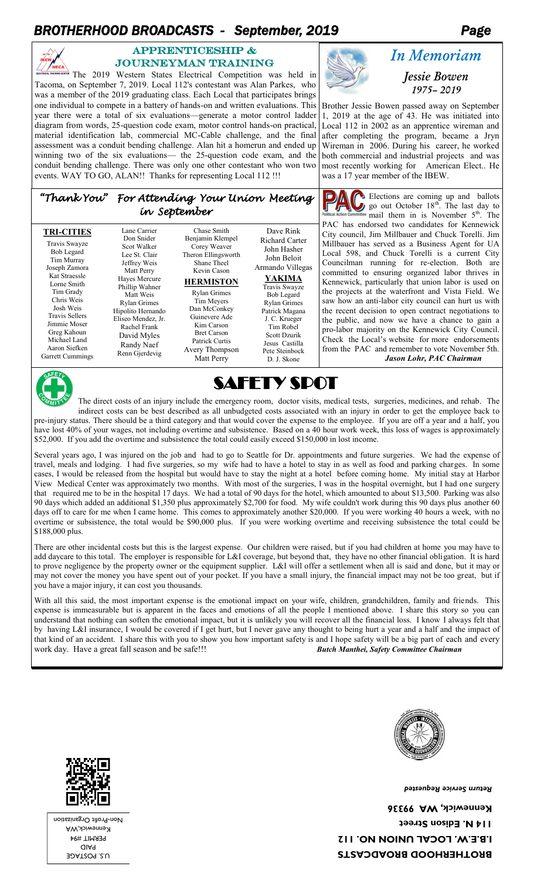## APPRENTICESHIP & JOURNEYMAN TRAINING

The 2019 Western States Electrical Competition was held in Tacoma, on September 7, 2019. Local 112's contestant was Alan Parkes, who was a member of the 2019 graduating class. Each Local that participates brings one individual to compete in a battery of hands-on and written evaluations. This year there were a total of six evaluations—generate a motor control ladder diagram from words, 25-question code exam, motor control hands-on practical, material identification lab, commercial MC-Cable challenge, and the final assessment was a conduit bending challenge. Alan hit a homerun and ended up winning two of the six evaluations— the 25-question code exam, and the conduit bending challenge. There was only one other contestant who won two events. WAY TO GO, ALAN!! Thanks for representing Local 112 !!!

## *In Memoriam*

### *Jessie Bowen*
### *1975– 2019*

Brother Jessie Bowen passed away on September 1, 2019 at the age of 43. He was initiated into Local 112 in 2002 as an apprentice wireman and after completing the program, became a Jryn Wireman in 2006. During his career, he worked both commercial and industrial projects and was most recently working for American Elect.. He was a 17 year member of the IBEW.

## *"Thank You" For Attending Your Union Meeting in September*

**TRI-CITIES**

Travis Swayze
Bob Legard
Tim Murray
Joseph Zamora
Kat Straessle
Lorne Smith
Tim Grady
Chris Weis
Josh Weis
Travis Sellers
Jimmie Moser
Greg Kahoun
Michael Land
Aaron Siefken
Garrett Cummings
Lane Carrier
Don Snider
Scot Walker
Lee St. Clair
Jeffrey Weis
Matt Perry
Hayes Mercure
Phillip Wahner
Matt Weis
Rylan Grimes
Hipolito Hernando
Eliseo Mendez, Jr.
Rachel Frank
David Myles
Randy Naef
Renn Gjerdevig
Chase Smith
Benjamin Klempel
Corey Weaver
Theron Ellingsworth
Shane Theel
Kevin Cason

**HERMISTON**

Rylan Grimes
Tim Meyers
Dan McConkey
Guinevere Ade
Kim Carson
Bret Carson
Patrick Curtis
Avery Thompson
Matt Perry
Dave Rink
Richard Carter
John Hasher
John Beloit
Armando Villegas

**YAKIMA**

Travis Swayze
Bob Legard
Rylan Grimes
Patrick Magana
J. C. Krueger
Tim Robel
Jesus Castilla
Scott Dzurik
Pete Steinbock
D. J. Skone

**PAC** Political Action Committee

Elections are coming up and ballots go out October 18th. The last day to mail them in is November 5th. The PAC has endorsed two candidates for Kennewick City council, Jim Millbauer and Chuck Torelli. Jim Millbauer has served as a Business Agent for UA Local 598, and Chuck Torelli is a current City Councilman running for re-election. Both are committed to ensuring organized labor thrives in Kennewick, particularly that union labor is used on the projects at the waterfront and Vista Field. We saw how an anti-labor city council can hurt us with the recent decision to open contract negotiations to the public, and now we have a chance to gain a pro-labor majority on the Kennewick City Council. Check the Local's website for more endorsements from the PAC and remember to vote November 5th.

***Jason Lohr, PAC Chairman***

## SAFETY SPOT

The direct costs of an injury include the emergency room, doctor visits, medical tests, surgeries, medicines, and rehab. The indirect costs can be best described as all unbudgeted costs associated with an injury in order to get the employee back to pre-injury status. There should be a third category and that would cover the expense to the employee. If you are off a year and a half, you have lost 40% of your wages, not including overtime and subsistence. Based on a 40 hour work week, this loss of wages is approximately $52,000. If you add the overtime and subsistence the total could easily exceed $150,000 in lost income.

Several years ago, I was injured on the job and had to go to Seattle for Dr. appointments and future surgeries. We had the expense of travel, meals and lodging. I had five surgeries, so my wife had to have a hotel to stay in as well as food and parking charges. In some cases, I would be released from the hospital but would have to stay the night at a hotel before coming home. My initial stay at Harbor View Medical Center was approximately two months. With most of the surgeries, I was in the hospital overnight, but I had one surgery that required me to be in the hospital 17 days. We had a total of 90 days for the hotel, which amounted to about $13,500. Parking was also 90 days which added an additional $1,350 plus approximately $2,700 for food. My wife couldn't work during this 90 days plus another 60 days off to care for me when I came home. This comes to approximately another $20,000. If you were working 40 hours a week, with no overtime or subsistence, the total would be $90,000 plus. If you were working overtime and receiving subsistence the total could be $188,000 plus.

There are other incidental costs but this is the largest expense. Our children were raised, but if you had children at home you may have to add daycare to this total. The employer is responsible for L&I coverage, but beyond that, they have no other financial obligation. It is hard to prove negligence by the property owner or the equipment supplier. L&I will offer a settlement when all is said and done, but it may or may not cover the money you have spent out of your pocket. If you have a small injury, the financial impact may not be too great, but if you have a major injury, it can cost you thousands.

With all this said, the most important expense is the emotional impact on your wife, children, grandchildren, family and friends. This expense is immeasurable but is apparent in the faces and emotions of all the people I mentioned above. I share this story so you can understand that nothing can soften the emotional impact, but it is unlikely you will recover all the financial loss. I know I always felt that by having L&I insurance, I would be covered if I get hurt, but I never gave any thought to being hurt a year and a half and the impact of that kind of an accident. I share this with you to show you how important safety is and I hope safety will be a big part of each and every work day. Have a great fall season and be safe!!!

***Butch Manthei, Safety Committee Chairman***

**BROTHERHOOD BROADCASTS**
**I.B.E.W. LOCAL UNION NO. 112**
**114 N. Edison Street**
**Kennewick, WA 99336**

*Return Service Requested*

Non-Profit Organization
U.S. POSTAGE
PAID
Kennewick,WA
PERMIT #94